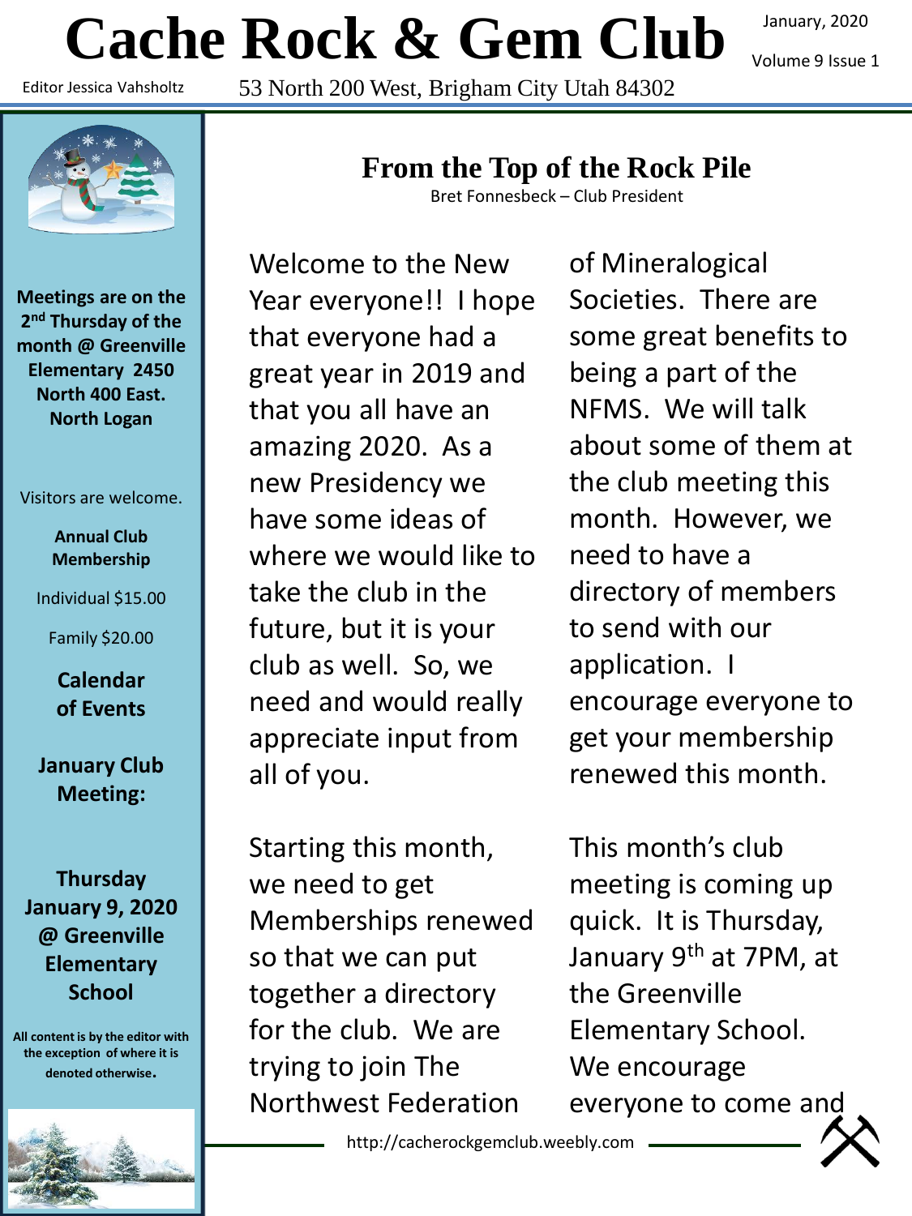# Cache Rock & Gem Club

January, 2020

Volume 9 Issue 1

Editor Jessica Vahsholtz

53 North 200 West, Brigham City Utah 84302

**Meetings are on the 2nd Thursday of the month @ Greenville Elementary 2450 North 400 East. North Logan**

Visitors are welcome.

**Annual Club Membership**

Individual $15.00

Family $20.00

**Calendar of Events**

**January Club Meeting:**

**Thursday January 9, 2020 @ Greenville Elementary School**

**All content is by the editor with the exception of where it is denoted otherwise.**

## From the Top of the Rock Pile

Bret Fonnesbeck – Club President

Welcome to the New Year everyone!! I hope that everyone had a great year in 2019 and that you all have an amazing 2020. As a new Presidency we have some ideas of where we would like to take the club in the future, but it is your club as well. So, we need and would really appreciate input from all of you.

Starting this month, we need to get Memberships renewed so that we can put together a directory for the club. We are trying to join The Northwest Federation of Mineralogical Societies. There are some great benefits to being a part of the NFMS. We will talk about some of them at the club meeting this month. However, we need to have a directory of members to send with our application. I encourage everyone to get your membership renewed this month.

This month's club meeting is coming up quick. It is Thursday, January 9th at 7PM, at the Greenville Elementary School. We encourage everyone to come and

http://cacherockgemclub.weebly.com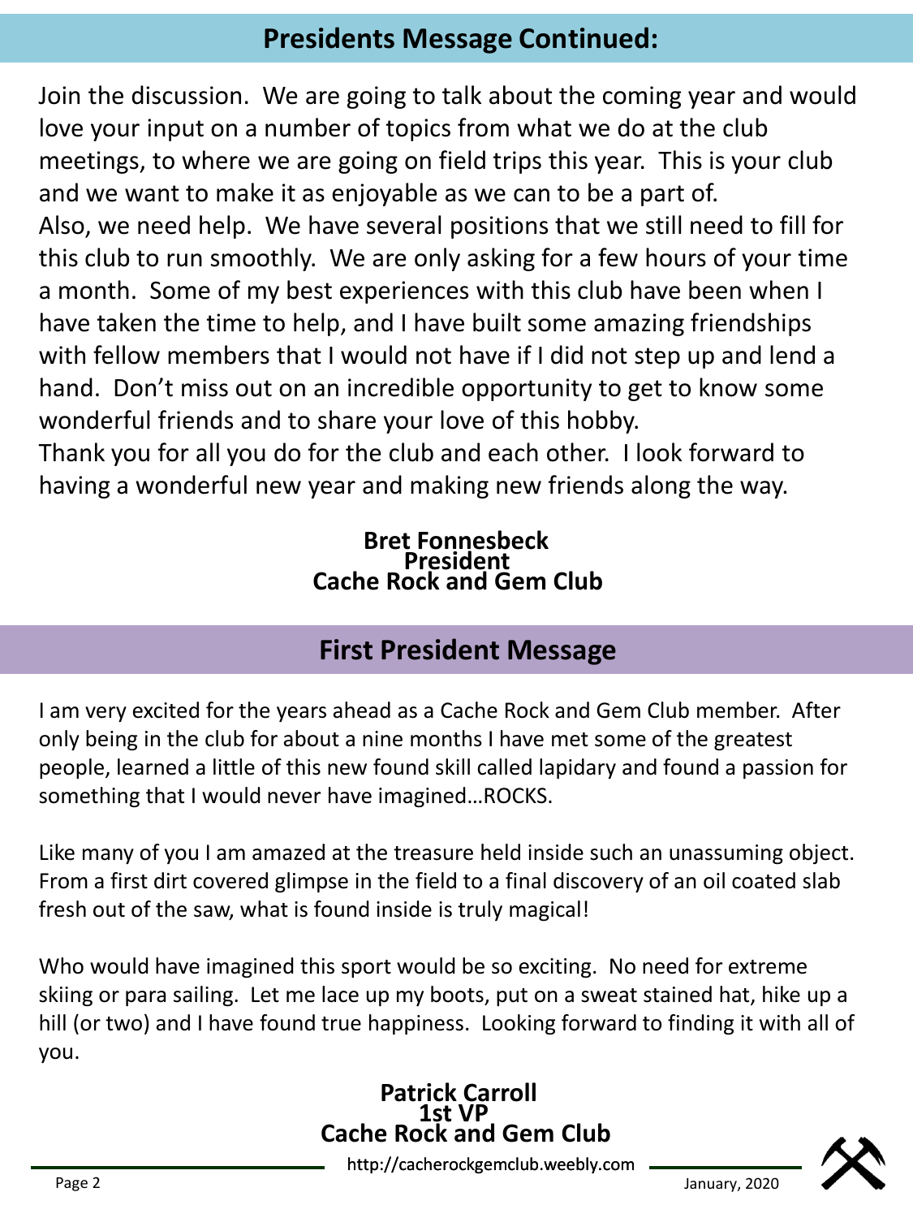## Presidents Message Continued:

Join the discussion. We are going to talk about the coming year and would love your input on a number of topics from what we do at the club meetings, to where we are going on field trips this year. This is your club and we want to make it as enjoyable as we can to be a part of.
Also, we need help. We have several positions that we still need to fill for this club to run smoothly. We are only asking for a few hours of your time a month. Some of my best experiences with this club have been when I have taken the time to help, and I have built some amazing friendships with fellow members that I would not have if I did not step up and lend a hand. Don't miss out on an incredible opportunity to get to know some wonderful friends and to share your love of this hobby.
Thank you for all you do for the club and each other. I look forward to having a wonderful new year and making new friends along the way.

**Bret Fonnesbeck**
**President**
**Cache Rock and Gem Club**

## First President Message

I am very excited for the years ahead as a Cache Rock and Gem Club member. After only being in the club for about a nine months I have met some of the greatest people, learned a little of this new found skill called lapidary and found a passion for something that I would never have imagined…ROCKS.

Like many of you I am amazed at the treasure held inside such an unassuming object. From a first dirt covered glimpse in the field to a final discovery of an oil coated slab fresh out of the saw, what is found inside is truly magical!

Who would have imagined this sport would be so exciting. No need for extreme skiing or para sailing. Let me lace up my boots, put on a sweat stained hat, hike up a hill (or two) and I have found true happiness. Looking forward to finding it with all of you.

**Patrick Carroll**
**1st VP**
**Cache Rock and Gem Club**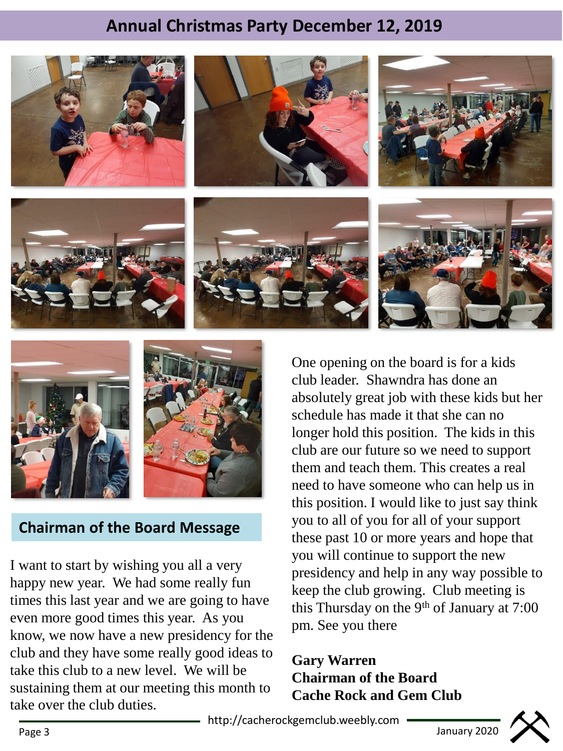## Annual Christmas Party December 12, 2019

## Chairman of the Board Message

I want to start by wishing you all a very happy new year. We had some really fun times this last year and we are going to have even more good times this year. As you know, we now have a new presidency for the club and they have some really good ideas to take this club to a new level. We will be sustaining them at our meeting this month to take over the club duties.

One opening on the board is for a kids club leader. Shawndra has done an absolutely great job with these kids but her schedule has made it that she can no longer hold this position. The kids in this club are our future so we need to support them and teach them. This creates a real need to have someone who can help us in this position. I would like to just say think you to all of you for all of your support these past 10 or more years and hope that you will continue to support the new presidency and help in any way possible to keep the club growing. Club meeting is this Thursday on the 9th of January at 7:00 pm. See you there

**Gary Warren**
**Chairman of the Board**
**Cache Rock and Gem Club**

http://cacherockgemclub.weebly.com

January 2020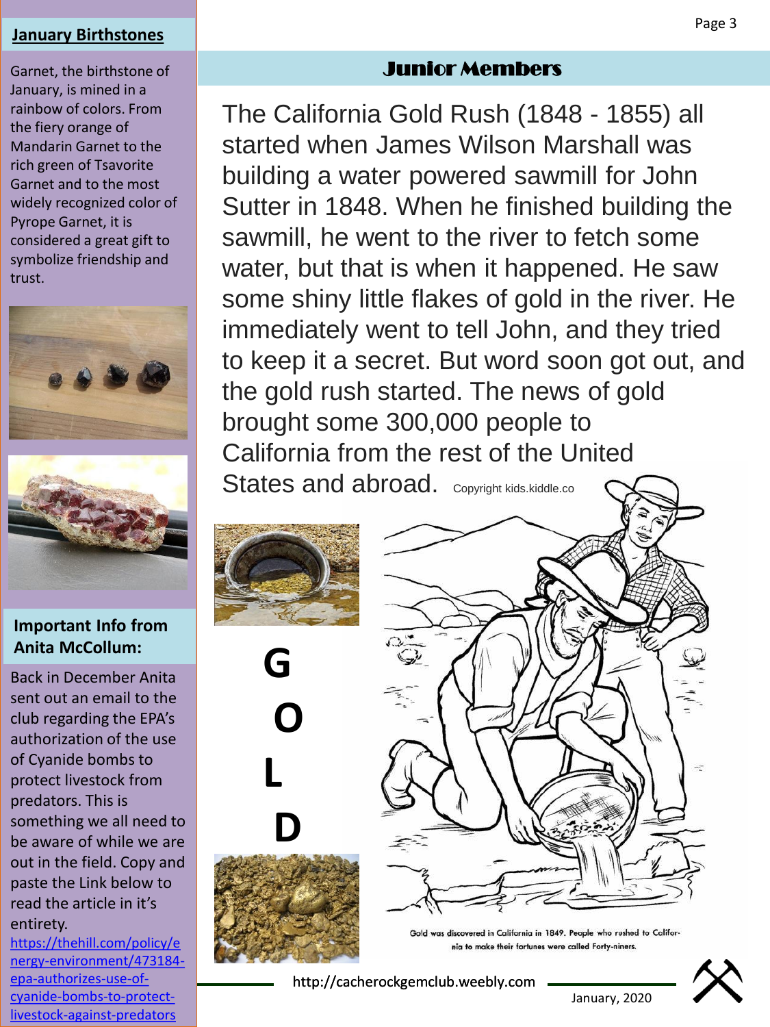## January Birthstones

Garnet, the birthstone of January, is mined in a rainbow of colors. From the fiery orange of Mandarin Garnet to the rich green of Tsavorite Garnet and to the most widely recognized color of Pyrope Garnet, it is considered a great gift to symbolize friendship and trust.

## Important Info from Anita McCollum:

Back in December Anita sent out an email to the club regarding the EPA's authorization of the use of Cyanide bombs to protect livestock from predators. This is something we all need to be aware of while we are out in the field. Copy and paste the Link below to read the article in it's entirety.

https://thehill.com/policy/energy-environment/473184-epa-authorizes-use-of-cyanide-bombs-to-protect-livestock-against-predators

## Junior Members

The California Gold Rush (1848 - 1855) all started when James Wilson Marshall was building a water powered sawmill for John Sutter in 1848. When he finished building the sawmill, he went to the river to fetch some water, but that is when it happened. He saw some shiny little flakes of gold in the river. He immediately went to tell John, and they tried to keep it a secret. But word soon got out, and the gold rush started. The news of gold brought some 300,000 people to California from the rest of the United States and abroad. Copyright kids.kiddle.co

G O L D

Gold was discovered in California in 1849. People who rushed to California to make their fortunes were called Forty-niners.

http://cacherockgemclub.weebly.com

January, 2020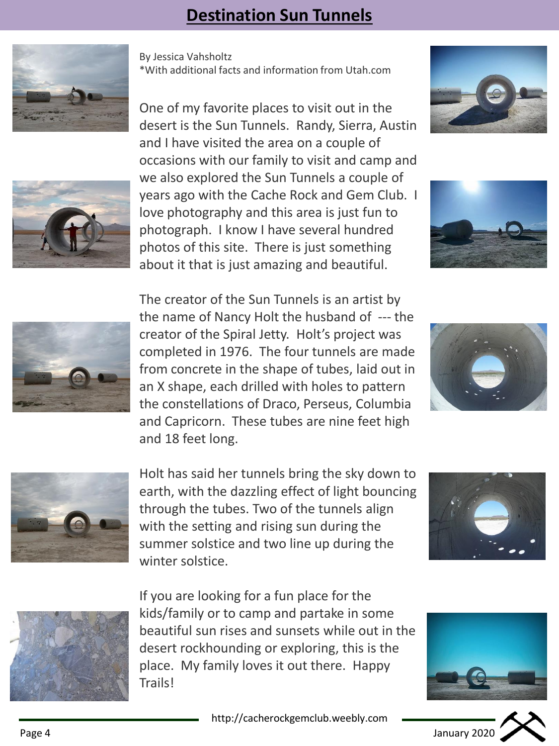# Destination Sun Tunnels

By Jessica Vahsholtz
*With additional facts and information from Utah.com

One of my favorite places to visit out in the desert is the Sun Tunnels. Randy, Sierra, Austin and I have visited the area on a couple of occasions with our family to visit and camp and we also explored the Sun Tunnels a couple of years ago with the Cache Rock and Gem Club. I love photography and this area is just fun to photograph. I know I have several hundred photos of this site. There is just something about it that is just amazing and beautiful.

The creator of the Sun Tunnels is an artist by the name of Nancy Holt the husband of --- the creator of the Spiral Jetty. Holt's project was completed in 1976. The four tunnels are made from concrete in the shape of tubes, laid out in an X shape, each drilled with holes to pattern the constellations of Draco, Perseus, Columbia and Capricorn. These tubes are nine feet high and 18 feet long.

Holt has said her tunnels bring the sky down to earth, with the dazzling effect of light bouncing through the tubes. Two of the tunnels align with the setting and rising sun during the summer solstice and two line up during the winter solstice.

If you are looking for a fun place for the kids/family or to camp and partake in some beautiful sun rises and sunsets while out in the desert rockhounding or exploring, this is the place. My family loves it out there. Happy Trails!

http://cacherockgemclub.weebly.com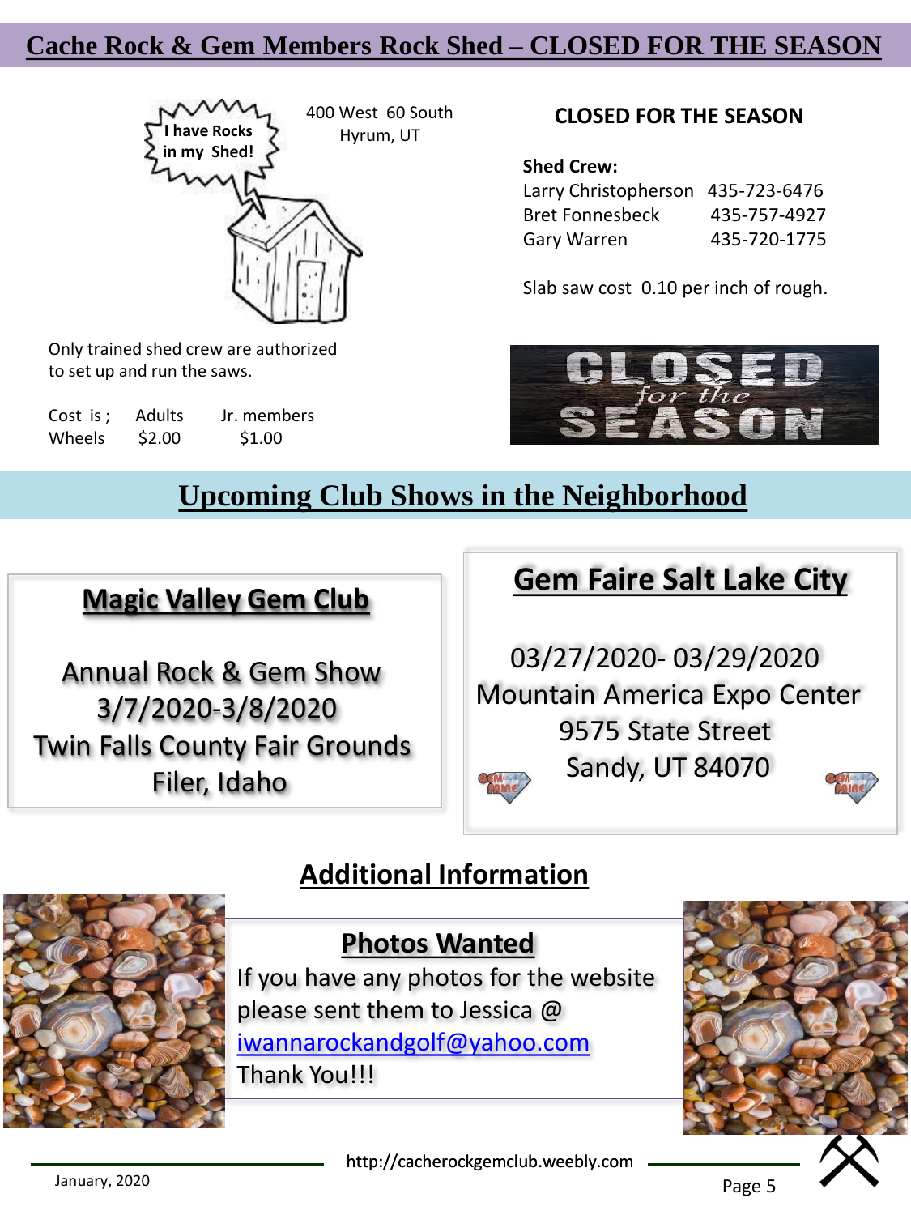## Cache Rock & Gem Members Rock Shed – CLOSED FOR THE SEASON

I have Rocks in my Shed!

400 West 60 South
Hyrum, UT

Only trained shed crew are authorized to set up and run the saws.

| Cost is ; | Adults | Jr. members |
|---|---|---|
| Wheels | $2.00 | $1.00 |

**CLOSED FOR THE SEASON**

**Shed Crew:**

| | |
|---|---|
| Larry Christopherson | 435-723-6476 |
| Bret Fonnesbeck | 435-757-4927 |
| Gary Warren | 435-720-1775 |

Slab saw cost 0.10 per inch of rough.

CLOSED for the SEASON

## Upcoming Club Shows in the Neighborhood

### Magic Valley Gem Club

Annual Rock & Gem Show
3/7/2020-3/8/2020
Twin Falls County Fair Grounds
Filer, Idaho

### Gem Faire Salt Lake City

03/27/2020- 03/29/2020
Mountain America Expo Center
9575 State Street
Sandy, UT 84070

## Additional Information

### Photos Wanted

If you have any photos for the website please sent them to Jessica @ iwannarockandgolf@yahoo.com
Thank You!!!

http://cacherockgemclub.weebly.com

January, 2020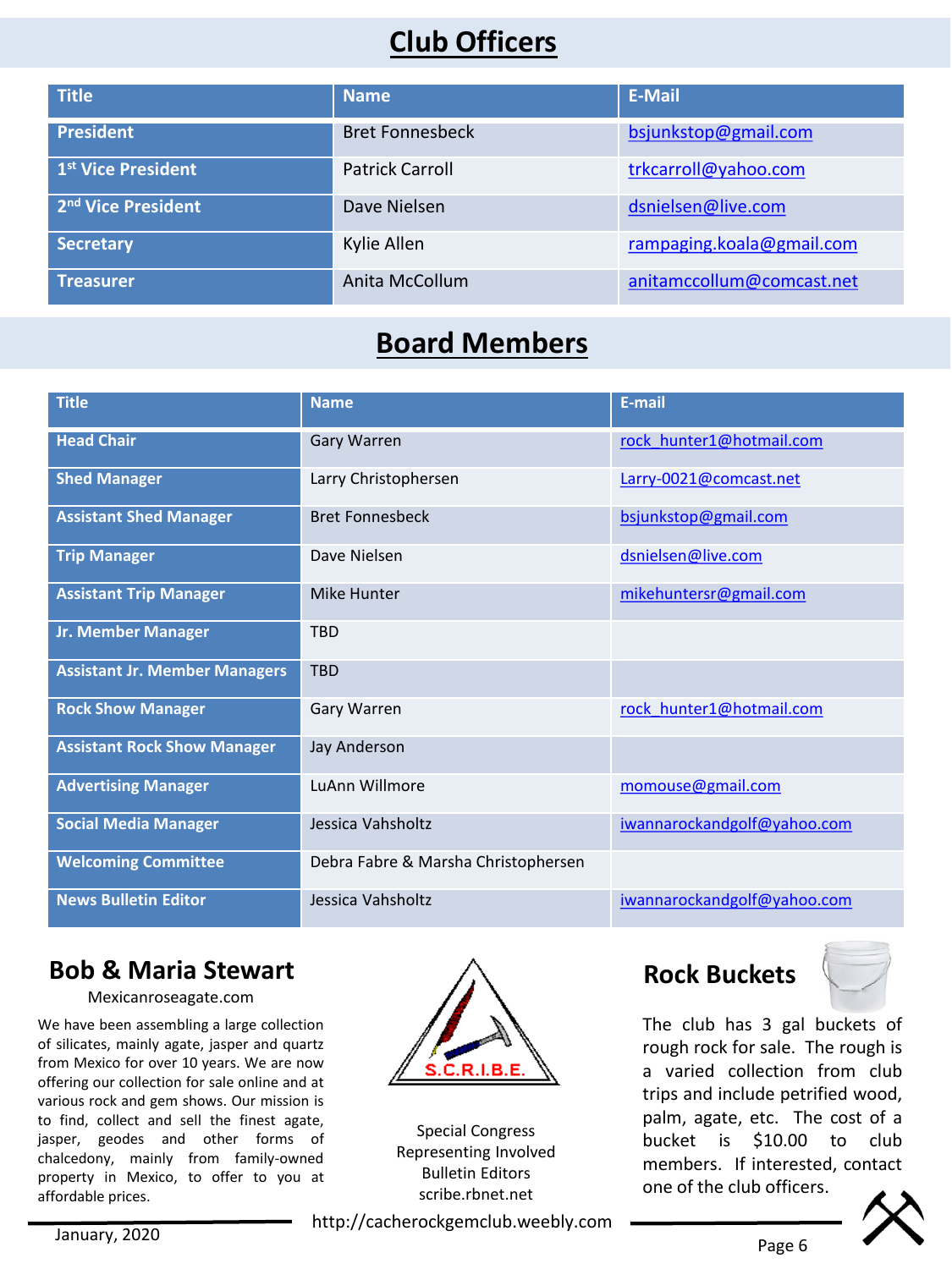## Club Officers

| Title | Name | E-Mail |
|---|---|---|
| President | Bret Fonnesbeck | bsjunkstop@gmail.com |
| 1st Vice President | Patrick Carroll | trkcarroll@yahoo.com |
| 2nd Vice President | Dave Nielsen | dsnielsen@live.com |
| Secretary | Kylie Allen | rampaging.koala@gmail.com |
| Treasurer | Anita McCollum | anitamccollum@comcast.net |

## Board Members

| Title | Name | E-mail |
|---|---|---|
| Head Chair | Gary Warren | rock_hunter1@hotmail.com |
| Shed Manager | Larry Christophersen | Larry-0021@comcast.net |
| Assistant Shed Manager | Bret Fonnesbeck | bsjunkstop@gmail.com |
| Trip Manager | Dave Nielsen | dsnielsen@live.com |
| Assistant Trip Manager | Mike Hunter | mikehuntersr@gmail.com |
| Jr. Member Manager | TBD | |
| Assistant Jr. Member Managers | TBD | |
| Rock Show Manager | Gary Warren | rock_hunter1@hotmail.com |
| Assistant Rock Show Manager | Jay Anderson | |
| Advertising Manager | LuAnn Willmore | momouse@gmail.com |
| Social Media Manager | Jessica Vahsholtz | iwannarockandgolf@yahoo.com |
| Welcoming Committee | Debra Fabre & Marsha Christophersen | |
| News Bulletin Editor | Jessica Vahsholtz | iwannarockandgolf@yahoo.com |

### Bob & Maria Stewart

Mexicanroseagate.com

We have been assembling a large collection of silicates, mainly agate, jasper and quartz from Mexico for over 10 years. We are now offering our collection for sale online and at various rock and gem shows. Our mission is to find, collect and sell the finest agate, jasper, geodes and other forms of chalcedony, mainly from family-owned property in Mexico, to offer to you at affordable prices.

S.C.R.I.B.E.

Special Congress Representing Involved Bulletin Editors
scribe.rbnet.net

### Rock Buckets

The club has 3 gal buckets of rough rock for sale. The rough is a varied collection from club trips and include petrified wood, palm, agate, etc. The cost of a bucket is $10.00 to club members. If interested, contact one of the club officers.

January, 2020

http://cacherockgemclub.weebly.com